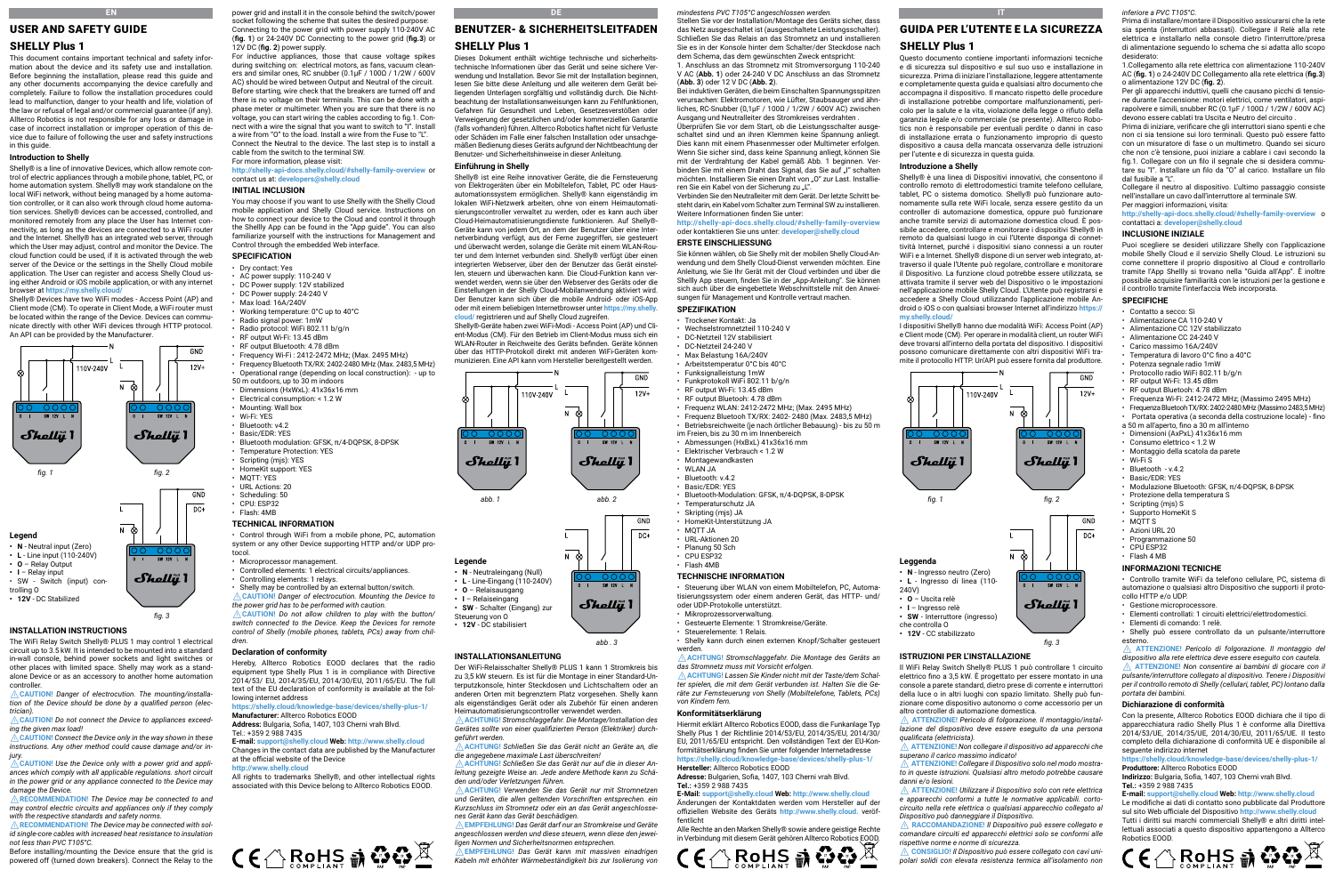EN

# USER AND SAFETY GUIDE

## SHELLY Plus 1

This document contains important technical and safety information about the device and its safety use and installation. Before beginning the installation, please read this guide and any other documents accompanying the device carefully and completely. Failure to follow the installation procedures could lead to malfunction, danger to your health and life, violation of the law or refusal of legal and/or commercial guarantee (if any). Allterco Robotics is not responsible for any loss or damage in case of incorrect installation or improper operation of this device due to failure of following the user and safety instructions in this guide.

### Introduction to Shelly

Shelly® is a line of innovative Devices, which allow remote control of electric appliances through a mobile phone, tablet, PC, or home automation system. Shelly® may work standalone on the local WiFi network, without being managed by a home automation controller, or it can also work through cloud home automation services. Shelly® devices can be accessed, controlled, and monitored remotely from any place the User has Internet connectivity, as long as the devices are connected to a WiFi router and the Internet. Shelly® has an integrated web server, through which the User may adjust, control and monitor the Device. The cloud function could be used, if it is activated through the web server of the Device or the settings in the Shelly Cloud mobile application. The User can register and access Shelly Cloud using either Android or iOS mobile application, or with any internet browser at https://my.shelly.cloud/

Shelly® Devices have two WiFi modes - Access Point (AP) and Client mode (CM). To operate in Client Mode, a WiFi router must be located within the range of the Device. Devices can communicate directly with other WiFi devices through HTTP protocol. An API can be provided by the Manufacturer.

fig. 1

fig. 2

fig. 3

### Legend

- **N** - Neutral input (Zero)
- **L** - Line input (110-240V)
- **O** – Relay Output
- **I** – Relay input
- SW - Switch (input) controlling O
- **12V** - DC Stabilized

### INSTALLATION INSTRUCTIONS

The WiFi Relay Switch Shelly® PLUS 1 may control 1 electrical circuit up to 3.5 kW. It is intended to be mounted into a standard in-wall console, behind power sockets and light switches or other places with limited space. Shelly may work as a standalone device or as an accessory to another home automation controller.

⚠**CAUTION!** *Danger of electrocution. The mounting/installation of the Device should be done by a qualified person (electrician).*

⚠**CAUTION!** *Do not connect the Device to appliances exceeding the given max load!*

⚠**CAUTION!** *Connect the Device only in the way shown in these instructions. Any other method could cause damage and/or injury.*

⚠**CAUTION!** *Use the Device only with a power grid and appliances which comply with all applicable regulations. short circuit in the power grid or any appliance connected to the Device may damage the Device.*

⚠**RECOMMENDATION!** *The Device may be connected to and may control electric circuits and appliances only if they comply with the respective standards and safety norms.*

⚠**RECOMMENDATION!** *The Device may be connected with solid single-core cables with increased heat resistance to insulation not less than PVC T105°C.*

Before installing/mounting the Device ensure that the grid is powered off (turned down breakers). Connect the Relay to the power grid and install it in the console behind the switch/power socket following the scheme that suites the desired purpose: Connecting to the power grid with power supply 110-240V AC (**fig. 1**) or 24-240V DC Connecting to the power grid (**fig.3**) or 12V DC (**fig. 2**) power supply.

For inductive appliances, those that cause voltage spikes during switching on: electrical motors, as fans, vacuum cleaners and similar ones, RC snubber (0.1µF / 100Ω / 1/2W / 600V AC) should be wired between Output and Neutral of the circuit.

Before starting, wire check that the breakers are turned off and there is no voltage on their terminals. This can be done with a phase meter or multimeter. When you are sure that there is no voltage, you can start wiring the cables according to fig.1. Connect with a wire the signal that you want to switch to "I". Install a wire from "O" to the load. Install a wire from the Fuse to "L". Connect the Neutral to the device. The last step is to install a cable from the switch to the terminal SW.

For more information, please visit:

http://shelly-api-docs.shelly.cloud/#shelly-family-overview or contact us at: developers@shelly.cloud

### INITIAL INCLUSION

You may choose if you want to use Shelly with the Shelly Cloud mobile application and Shelly Cloud service. Instructions on how to connect your device to the Cloud and control it through the Shellly App can be found in the "App guide". You can also familiarize yourself with the instructions for Management and Control through the embedded Web interface.

### SPECIFICATION

- Dry contact: Yes
- AC power supply: 110-240 V
- DC Power supply: 12V stabilized
- DC Power supply: 24-240 V
- Max load: 16A/240V
- Working temperature: 0°C up to 40°C
- Radio signal power: 1mW
- Radio protocol: WiFi 802.11 b/g/n
- RF output Wi-Fi: 13.45 dBm
- RF output Bluetooth: 4.78 dBm
- Frequency Wi-Fi : 2412-2472 MHz; (Max. 2495 MHz)
- Frequency Bluetooth TX/RX: 2402-2480 MHz (Max. 2483,5 MHz)
- Operational range (depending on local construction): - up to 50 m outdoors, up to 30 m indoors
- Dimensions (HxWxL): 41x36x16 mm
- Electrical consumption: < 1.2 W
- Mounting: Wall box
- Wi-Fi: YES
- Bluetooth: v4.2
- Basic/EDR: YES
- Bluetooth modulation: GFSK, π/4-DQPSK, 8-DPSK
- Temperature Protection: YES
- Scripting (mjs): YES
- HomeKit support: YES
- MQTT: YES
- URL Actions: 20
- Scheduling: 50
- CPU: ESP32
- Flash: 4MB

### TECHNICAL INFORMATION

- Control through WiFi from a mobile phone, PC, automation system or any other Device supporting HTTP and/or UDP protocol.
- Microprocessor management.
- Controlled elements: 1 electrical circuits/appliances.
- Controlling elements: 1 relays.
- Shelly may be controlled by an external button/switch.

⚠**CAUTION!** *Danger of electrocution. Mounting the Device to the power grid has to be performed with caution.*

⚠**CAUTION!** *Do not allow children to play with the button/switch connected to the Device. Keep the Devices for remote control of Shelly (mobile phones, tablets, PCs) away from children.*

### Declaration of conformity

Hereby, Allterco Robotics EOOD declares that the radio equipment type Shelly Plus 1 is in compliance with Directive 2014/53/ EU, 2014/35/EU, 2014/30/EU, 2011/65/EU. The full text of the EU declaration of conformity is available at the following internet address

https://shelly.cloud/knowledge-base/devices/shelly-plus-1/

**Manufacturer:** Allterco Robotics EOOD

**Address:** Bulgaria, Sofia, 1407, 103 Cherni vrah Blvd.

Tel.: +359 2 988 7435

**E-mail:** support@shelly.cloud **Web:** http://www.shelly.cloud

Changes in the contact data are published by the Manufacturer at the official website of the Device

http://www.shelly.cloud

All rights to trademarks Shelly®, and other intellectual rights associated with this Device belong to Allterco Robotics EOOD.

DE

# BENUTZER- & SICHERHEITSLEITFADEN

## SHELLY Plus 1

Dieses Dokument enthält wichtige technische und sicherheitstechnische Informationen über das Gerät und seine sichere Verwendung und Installation. Bevor Sie mit der Installation beginnen, lesen Sie bitte diese Anleitung und alle weiteren dem Gerät beiliegenden Unterlagen sorgfältig und vollständig durch. Die Nichtbeachtung der Installationsanweisungen kann zu Fehlfunktionen, Gefahren für Gesundheit und Leben, Gesetzesverstößen oder Verweigerung der gesetzlichen und/oder kommerziellen Garantie (falls vorhanden) führen. Allterco Robotics haftet nicht für Verluste oder Schäden im Falle einer falschen Installation oder unsachgemäßen Bedienung dieses Geräts aufgrund der Nichtbeachtung der Benutzer- und Sicherheitshinweise in dieser Anleitung.

### Einführung in Shelly

Shelly® ist eine Reihe innovativer Geräte, die die Fernsteuerung von Elektrogeräten über ein Mobiltelefon, Tablet, PC oder Hausautomationssystem ermöglichen. Shelly® kann eigenständig im lokalen WiFi-Netzwerk arbeiten, ohne von einem Heimautomatisierungscontroller verwaltet zu werden, oder es kann auch über Cloud-Heimautomatisierungsdienste funktionieren. Auf Shelly®-Geräte kann von jedem Ort, an dem der Benutzer über eine Internetverbindung verfügt, aus der Ferne zugegriffen, sie gesteuert und überwacht werden, solange die Geräte mit einem WLAN-Router und dem Internet verbunden sind. Shelly® verfügt über einen integrierten Webserver, über den der Benutzer das Gerät einstellen, steuern und überwachen kann. Die Cloud-Funktion kann verwendet werden, wenn sie über den Webserver des Geräts oder die Einstellungen in der Shelly Cloud-Mobilanwendung aktiviert wird. Der Benutzer kann sich über die mobile Android- oder iOS-App oder mit einem beliebigen Internetbrowser unter https://my.shelly.cloud/ registrieren und auf Shelly Cloud zugreifen.

Shelly®-Geräte haben zwei WiFi-Modi - Access Point (AP) und Client-Modus (CM). Für den Betrieb im Client-Modus muss sich ein WLAN-Router in Reichweite des Geräts befinden. Geräte können über das HTTP-Protokoll direkt mit anderen WiFi-Geräten kommunizieren. Eine API kann vom Hersteller bereitgestellt werden.

abb. 1

abb. 2

abb . 3

### Legende

- **N** - Neutraleingang (Null)
- **L** - Line-Eingang (110-240V)
- **O** – Relaisausgang
- **I** – Relaiseingang
- **SW** - Schalter (Eingang) zur Steuerung von O
- **12V** - DC stabilisiert

### INSTALLATIONSANLEITUNG

Der WiFi-Relaisschalter Shelly® PLUS 1 kann 1 Stromkreis bis zu 3,5 kW steuern. Es ist für die Montage in einer Standard-Unterputzkonsole, hinter Steckdosen und Lichtschaltern oder an anderen Orten mit begrenztem Platz vorgesehen. Shelly kann als eigenständiges Gerät oder als Zubehör für einen anderen Heimautomatisierungscontroller verwendet werden.

⚠**ACHTUNG!** *Stromschlaggefahr. Die Montage/Installation des Gerätes sollte von einer qualifizierten Person (Elektriker) durchgeführt werden.*

⚠**ACHTUNG!** *Schließen Sie das Gerät nicht an Geräte an, die die angegebene maximale Last überschreiten!*

⚠**ACHTUNG!** *Schließen Sie das Gerät nur auf die in dieser Anleitung gezeigte Weise an. Jede andere Methode kann zu Schäden und/oder Verletzungen führen.*

⚠**ACHTUNG!** *Verwenden Sie das Gerät nur mit Stromnetzen und Geräten, die allen geltenden Vorschriften entsprechen. ein Kurzschluss im Stromnetz oder ein an das Gerät angeschlossenes Gerät kann das Gerät beschädigen.*

⚠**EMPFEHLUNG!** *Das Gerät darf nur an Stromkreise und Geräte angeschlossen werden und diese steuern, wenn diese den jeweiligen Normen und Sicherheitsnormen entsprechen.*

⚠**EMPFEHLUNG!** *Das Gerät kann mit massiven einadrigen Kabeln mit erhöhter Wärmebeständigkeit bis zur Isolierung von mindestens PVC T105°C angeschlossen werden.*

Stellen Sie vor der Installation/Montage des Geräts sicher, dass das Netz ausgeschaltet ist (ausgeschaltete Leistungsschalter). Schließen Sie das Relais an das Stromnetz an und installieren Sie es in der Konsole hinter dem Schalter/der Steckdose nach dem Schema, das dem gewünschten Zweck entspricht:

1. Anschluss an das Stromnetz mit Stromversorgung 110-240 V AC (**Abb. 1**) oder 24-240 V DC Anschluss an das Stromnetz (**Abb. 3**) oder 12 V DC (**Abb. 2**).

Bei induktiven Geräten, die beim Einschalten Spannungsspitzen verursachen: Elektromotoren, wie Lüfter, Staubsauger und ähnliches, RC-Snubber (0,1µF / 100Ω / 1/2W / 600V AC) zwischen Ausgang und Neutralleiter des Stromkreises verdrahten .

Überprüfen Sie vor dem Start, ob die Leistungsschalter ausgeschaltet sind und an ihren Klemmen keine Spannung anliegt. Dies kann mit einem Phasenmesser oder Multimeter erfolgen. Wenn Sie sicher sind, dass keine Spannung anliegt, können Sie mit der Verdrahtung der Kabel gemäß Abb. 1 beginnen. Verbinden Sie mit einem Draht das Signal, das Sie auf „I" schalten möchten. Installieren Sie einen Draht von „O" zur Last. Installieren Sie ein Kabel von der Sicherung zu „L".

Verbinden Sie den Neutralleiter mit dem Gerät. Der letzte Schritt besteht darin, ein Kabel vom Schalter zum Terminal SW zu installieren. Weitere Informationen finden Sie unter:

http://shelly-api-docs.shelly.cloud/#shelly-family-overview oder kontaktieren Sie uns unter: developer@shelly.cloud

### ERSTE EINSCHLIESSUNG

Sie können wählen, ob Sie Shelly mit der mobilen Shelly Cloud-Anwendung und dem Shelly Cloud-Dienst verwenden möchten. Eine Anleitung, wie Sie Ihr Gerät mit der Cloud verbinden und über die Shellly App steuern, finden Sie in der „App-Anleitung". Sie können sich auch über die eingebettete Webschnittstelle mit den Anweisungen zur Verwaltung und Kontrolle vertraut machen.

### SPEZIFIKATION

- Trockener Kontakt: Ja
- Wechselstromnetzteil 110-240 V
- DC-Netzteil 12V stabilisiert
- DC-Netzteil 24-240 V
- Max Belastung 16A/240V
- Arbeitstemperatur 0°C bis 40°C
- Funksignalleistung 1mW
- Funkprotokoll WiFi 802.11 b/g/n
- RF output Wi-Fi: 13.45 dBm
- RF output Bluetooth: 4.78 dBm
- Frequenz WLAN: 2412-2472 MHz; (Max. 2495 MHz)
- Frequenz Bluetooth TX/RX: 2402- 2480 (Max. 2483,5 MHz)
- Betriebsreichweite (je nach örtlicher Bebauung) - bis zu 50 m im Freien, bis zu 30 m im Innenbereich
- Abmessungen (HxBxL) 41x36x16 mm
- Elektrischer Verbrauch < 1.2 W
- Montagewandkasten
- WLAN JA
- Bluetooth: v.4.2
- Basic/EDR: JA
- Bluetooth-Modulation: GFSK, π/4-DQPSK, 8-DPSK
- Temperaturschutz JA
- Skripting (mjs) JA
- HomeKit-Unterstützung JA
- MQTT JA
- URL-Aktionen 20
- Planung 50 Sch
- CPU ESP32
- Flash 4MB

### TECHNISCHE INFORMATION

- Steuerung über WLAN von einem Mobiltelefon, PC, Automatisierungssystem oder einem anderen Gerät, das HTTP- und/oder UDP-Protokolle unterstützt.
- Mikroprozessorverwaltung.
- Gesteuerte Elemente: 1 Stromkreise/Geräte.
- Steuerelemente: 1 Relais.
- Shelly kann durch einen externen Knopf/Schalter gesteuert werden.

⚠**ACHTUNG!** *Stromschlaggefahr. Die Montage des Geräts an das Stromnetz muss mit Vorsicht erfolgen.*

⚠**ACHTUNG!** *Lassen Sie Kinder nicht mit der Taste/dem Schalter spielen, die mit dem Gerät verbunden ist. Halten Sie die Geräte zur Fernsteuerung von Shelly (Mobiltelefone, Tablets, PCs) von Kindern fern.*

### Konformitätserklärung

Hiermit erklärt Allterco Robotics EOOD, dass die Funkanlage Typ Shelly Plus 1 der Richtlinie 2014/53/EU, 2014/35/EU, 2014/30/EU, 2011/65/EU entspricht. Den vollständigen Text der EU-Konformitätserklärung finden Sie unter folgender Internetadresse

https://shelly.cloud/knowledge-base/devices/shelly-plus-1/

**Hersteller:** Allterco Robotics EOOD

**Adresse:** Bulgarien, Sofia, 1407, 103 Cherni vrah Blvd.

**Tel.:** +359 2 988 7435

**E-Mail:** support@shelly.cloud **Web:** http://www.shelly.cloud

Änderungen der Kontaktdaten werden vom Hersteller auf der offiziellen Website des Geräts http://www.shelly.cloud. veröffentlicht

Alle Rechte an den Marken Shelly® sowie andere geistige Rechte in Verbindung mit diesem Gerät gehören Allterco Robotics EOOD.

IT

# GUIDA PER L'UTENTE E LA SICUREZZA

## SHELLY Plus 1

Questo documento contiene importanti informazioni tecniche e di sicurezza sul dispositivo e sul suo uso e installazione in sicurezza. Prima di iniziare l'installazione, leggere attentamente e completamente questa guida e qualsiasi altro documento che accompagna il dispositivo. Il mancato rispetto delle procedure di installazione potrebbe comportare malfunzionamenti, pericolo per la salute e la vita, violazione della legge o rifiuto della garanzia legale e/o commerciale (se presente). Allterco Robotics non è responsabile per eventuali perdite o danni in caso di installazione errata o funzionamento improprio di questo dispositivo a causa della mancata osservanza delle istruzioni per l'utente e di sicurezza in questa guida.

### Introduzione a Shelly

Shelly® è una linea di Dispositivi innovativi, che consentono il controllo remoto di elettrodomestici tramite telefono cellulare, tablet, PC o sistema domotico. Shelly® può funzionare autonomamente sulla rete WiFi locale, senza essere gestito da un controller di automazione domestica oppure può funzionare anche tramite servizi di automazione domestica cloud. È possibile accedere, controllare e monitorare i dispositivi Shelly® in remoto da qualsiasi luogo in cui l'Utente disponga di connettività Internet, purché i dispositivi siano connessi a un router WiFi e a Internet. Shelly® dispone di un server web integrato, attraverso il quale l'Utente può regolare, controllare e monitorare il Dispositivo. La funzione cloud potrebbe essere utilizzata, se attivata tramite il server web del Dispositivo o le impostazioni nell'applicazione mobile Shelly Cloud. L'Utente può registrarsi e accedere a Shelly Cloud utilizzando l'applicazione mobile Android o iOS o con qualsiasi browser Internet all'indirizzo https://my.shelly.cloud/

I dispositivi Shelly® hanno due modalità WiFi: Access Point (AP) e Client mode (CM). Per operare in modalità client, un router WiFi deve trovarsi all'interno della portata del dispositivo. I dispositivi possono comunicare direttamente con altri dispositivi WiFi tramite il protocollo HTTP. Un'API può essere fornita dal produttore.

fig. 1

fig. 2

fig. 3

### Leggenda

- **N** - Ingresso neutro (Zero)
- **L** - Ingresso di linea (110-240V)
- **O** – Uscita relè
- **I** – Ingresso relè
- **SW** - Interruttore (ingresso) che controlla O
- **12V** - CC stabilizzato

### ISTRUZIONI PER L'INSTALLAZIONE

Il WiFi Relay Switch Shelly® PLUS 1 può controllare 1 circuito elettrico fino a 3,5 kW. È progettato per essere montato in una console a parete standard, dietro prese di corrente e interruttori della luce o in altri luoghi con spazio limitato. Shelly può funzionare come dispositivo autonomo o come accessorio per un altro controller di automazione domestica.

⚠ **ATTENZIONE!** *Pericolo di folgorazione. Il montaggio/installazione del dispositivo deve essere eseguito da una persona qualificata (elettricista).*

⚠ **ATTENZIONE!** *Non collegare il dispositivo ad apparecchi che superano il carico massimo indicato!*

⚠ **ATTENZIONE!** *Collegare il Dispositivo solo nel modo mostrato in queste istruzioni. Qualsiasi altro metodo potrebbe causare danni e/o lesioni.*

⚠ **ATTENZIONE!** *Utilizzare il Dispositivo solo con rete elettrica e apparecchi conformi a tutte le normative applicabili. cortocircuito nella rete elettrica o qualsiasi apparecchio collegato al Dispositivo può danneggiare il Dispositivo.*

⚠ **RACCOMANDAZIONE!** *Il Dispositivo può essere collegato e comandare circuiti ed apparecchi elettrici solo se conformi alle rispettive norme e norme di sicurezza.*

⚠ **CONSIGLIO!** *Il Dispositivo può essere collegato con cavi unipolari solidi con elevata resistenza termica all'isolamento non inferiore a PVC T105°C.*

Prima di installare/montare il Dispositivo assicurarsi che la rete sia spenta (interruttori abbassati). Collegare il Relè alla rete elettrica e installarlo nella console dietro l'interruttore/presa di alimentazione seguendo lo schema che si adatta allo scopo desiderato:

1.Collegamento alla rete elettrica con alimentazione 110-240V AC (**fig. 1**) o 24-240V DC Collegamento alla rete elettrica (**fig.3**) o alimentazione 12V DC (**fig. 2**).

Per gli apparecchi induttivi, quelli che causano picchi di tensione durante l'accensione: motori elettrici, come ventilatori, aspirapolvere e simili, snubber RC (0.1µF / 100Ω / 1/2W / 600V AC) devono essere cablati tra Uscita e Neutro del circuito .

Prima di iniziare, verificare che gli interruttori siano spenti e che non ci sia tensione sui loro terminali. Questo può essere fatto con un misuratore di fase o un multimetro. Quando sei sicuro che non c'è tensione, puoi iniziare a cablare i cavi secondo la fig.1. Collegare con un filo il segnale che si desidera commutare su "I". Installare un filo da "O" al carico. Installare un filo dal fusibile a "L".

Collegare il neutro al dispositivo. L'ultimo passaggio consiste nell'installare un cavo dall'interruttore al terminale SW.

Per maggiori informazioni, visita:

http://shelly-api-docs.shelly.cloud/#shelly-family-overview o contattaci a: developer@shelly.cloud

### INCLUSIONE INIZIALE

Puoi scegliere se desideri utilizzare Shelly con l'applicazione mobile Shelly Cloud e il servizio Shelly Cloud. Le istruzioni su come connettere il proprio dispositivo al Cloud e controllarlo tramite l'App Shellly si trovano nella "Guida all'App". È inoltre possibile acquisire familiarità con le istruzioni per la gestione e il controllo tramite l'interfaccia Web incorporata.

### SPECIFICHE

- Contatto a secco: Sì
- Alimentazione CA 110-240 V
- Alimentazione CC 12V stabilizzato
- Alimentazione CC 24-240 V
- Carico massimo: 16A/240V
- Temperatura di lavoro 0°C fino a 40°C
- Potenza segnale radio 1mW
- Protocollo radio WiFi 802.11 b/g/n
- RF output Wi-Fi: 13.45 dBm
- RF output Bluetooth: 4.78 dBm
- Frequenza Wi-Fi: 2412-2472 MHz; (Massimo 2495 MHz)
- Frequenza Bluetooth TX/RX: 2402-2480 MHz (Massimo 2483,5 MHz)
- Portata operativa (a seconda della costruzione locale) - fino a 50 m all'aperto, fino a 30 m all'interno
- Dimensioni (AxPxL) 41x36x16 mm
- Consumo elettrico < 1.2 W
- Montaggio della scatola da parete
- Wi-Fi S
- Bluetooth - v.4.2
- Basic/EDR: YES
- Modulazione Bluetooth: GFSK, π/4-DQPSK, 8-DPSK
- Protezione della temperatura S
- Scripting (mjs) S
- Supporto HomeKit S
- MQTT S
- Azioni URL 20
- Programmazione 50
- CPU ESP32
- Flash 4 MB

### INFORMAZIONI TECNICHE

- Controllo tramite WiFi da telefono cellulare, PC, sistema di automazione o qualsiasi altro Dispositivo che supporti il protocollo HTTP e/o UDP.
- Gestione microprocessore.
- Elementi controllati: 1 circuiti elettrici/elettrodomestici.
- Elementi di comando: 1 relè.
- Shelly può essere controllato da un pulsante/interruttore esterno.

⚠ **ATTENZIONE!** *Pericolo di folgorazione. Il montaggio del dispositivo alla rete elettrica deve essere eseguito con cautela.*

⚠ **ATTENZIONE!** *Non consentire ai bambini di giocare con il pulsante/interruttore collegato al dispositivo. Tenere i Dispositivi per il controllo remoto di Shelly (cellulari, tablet, PC) lontano dalla portata dei bambini.*

### Dichiarazione di conformità

Con la presente, Allterco Robotics EOOD dichiara che il tipo di apparecchiatura radio Shelly Plus 1 è conforme alla Direttiva 2014/53/UE, 2014/35/UE, 2014/30/UE, 2011/65/UE. Il testo completo della dichiarazione di conformità UE è disponibile al seguente indirizzo internet

https://shelly.cloud/knowledge-base/devices/shelly-plus-1/

**Produttore:** Allterco Robotics EOOD

**Indirizzo:** Bulgaria, Sofia, 1407, 103 Cherni vrah Blvd.

**Tel.:** +359 2 988 7435

**E-mail:** support@shelly.cloud **Web:** http://www.shelly.cloud

Le modifiche ai dati di contatto sono pubblicate dal Produttore sul sito Web ufficiale del Dispositivo http://www.shelly.cloud

Tutti i diritti sui marchi commerciali Shelly® e altri diritti intellettuali associati a questo dispositivo appartengono a Allterco Robotics EOOD.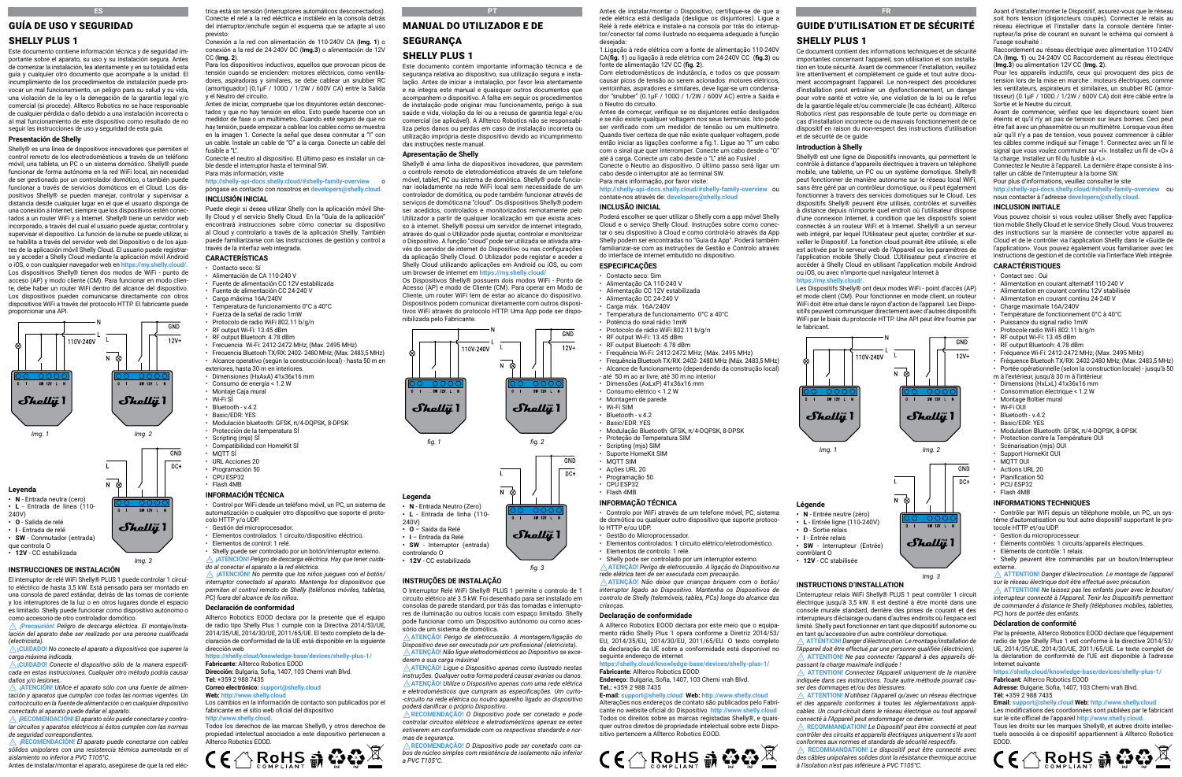# GUÍA DE USO Y SEGURIDAD

## SHELLY PLUS 1

Este documento contiene información técnica y de seguridad importante sobre el aparato, su uso y su instalación segura. Antes de comenzar la instalación, lea atentamente y en su totalidad esta guía y cualquier otro documento que acompañe a la unidad. El incumplimiento de los procedimientos de instalación puede provocar un mal funcionamiento, un peligro para su salud y su vida, una violación de la ley o la denegación de la garantía legal y/o comercial (si procede). Allterco Robotics no se hace responsable de cualquier pérdida o daño debido a una instalación incorrecta o al mal funcionamiento de este dispositivo como resultado de no seguir las instrucciones de uso y seguridad de esta guía.

### Presentación de Shelly

Shelly® es una línea de dispositivos innovadores que permiten el control remoto de los electrodomésticos a través de un teléfono móvil, una tableta, un PC o un sistema domótico. Shelly® puede funcionar de forma autónoma en la red WiFi local, sin necesidad de ser gestionado por un controlador domótico, o también puede funcionar a través de servicios domóticos en el Cloud. Los dispositivos Shelly® se pueden manejar, controlar y supervisar a distancia desde cualquier lugar en el que el usuario disponga de una conexión a Internet, siempre que los dispositivos estén conectados a un router WiFi y a Internet. Shelly® tiene un servidor web incorporado, a través del cual el usuario puede ajustar, controlar y supervisar el dispositivo. La función de la nube se puede utilizar, si se habilita a través del servidor web del Dispositivo o de los ajustes de la aplicación móvil Shelly Cloud. El usuario puede registrarse y acceder a Shelly Cloud mediante la aplicación móvil Android o iOS, o con cualquier navegador web en https://my.shelly.cloud/.
Los dispositivos Shelly® tienen dos modos de WiFi - punto de acceso (AP) y modo cliente (CM). Para funcionar en modo cliente, debe haber un router WiFi dentro del alcance del dispositivo. Los dispositivos pueden comunicarse directamente con otros dispositivos WiFi a través del protocolo HTTP. El fabricante puede proporcionar una API.

N
L
110V-240V
GND
12V+

*Img. 1* *Img. 2*

GND
DC+

*Img. 3*

**Leyenda**

- **N** - Entrada neutra (cero)
- **L** - Entrada de línea (110-240V)
- **O** - Salida de relé
- **I** - Entrada de relé
- **SW** - Conmutador (entrada) que controla O
- **12V** - CC estabilizada

### INSTRUCCIONES DE INSTALACIÓN

El interruptor de relé WiFi Shelly® PLUS 1 puede controlar 1 circuito eléctrico de hasta 3,5 kW. Está pensado para ser montado en una consola de pared estándar, detrás de las tomas de corriente y los interruptores de la luz o en otros lugares donde el espacio es limitado. Shelly puede funcionar como dispositivo autónomo o como accesorio de otro controlador domótico.

⚠ ¡Precaución! Peligro de descarga eléctrica. El montaje/instalación del aparato debe ser realizado por una persona cualificada (electricista).

⚠ ¡CUIDADO! No conecte el aparato a dispositivos que superen la carga máxima indicada.

⚠ ¡CUIDADO! Conecte el dispositivo sólo de la manera especificada en estas instrucciones. Cualquier otro método podría causar daños y/o lesiones.

⚠ ¡ATENCIÓN! Utilice el aparato sólo con una fuente de alimentación y aparatos que cumplan con todas las normas vigentes. Un cortocircuito en la fuente de alimentación o en cualquier dispositivo conectado al aparato puede dañar el aparato.

⚠ ¡RECOMENDACIÓN! El aparato sólo puede conectarse y controlar circuitos y aparatos eléctricos si éstos cumplen con las normas de seguridad correspondientes.

⚠ ¡RECOMENDACIÓN! El aparato puede conectarse con cables sólidos unipolares con una resistencia térmica aumentada en el aislamiento no inferior a PVC T105°C.

Antes de instalar/montar el aparato, asegúrese de que la red eléctrica está sin tensión (interruptores automáticos desconectados).
Conecte el relé a la red eléctrica e instálelo en la consola detrás del interruptor/enchufe según el esquema que se adapte al uso previsto:
Conexión a la red con alimentación de 110-240V CA (**Img. 1**) o conexión a la red de 24-240V DC (**Img.3**) o alimentación de 12V CC (**Img. 2**).
Para los dispositivos inductivos, aquellos que provocan picos de tensión cuando se encienden: motores eléctricos, como ventiladores, aspiradoras y similares, se debe cablear un snubber RC (amortiguador) (0,1µF / 100Ω / 1/2W / 600V CA) entre la Salida y el Neutro del circuito.
Antes de iniciar, compruebe que los disyuntores están desconectados y que no hay tensión en ellos. Esto puede hacerse con un medidor de fase o un multímetro. Cuando esté seguro de que no hay tensión, puede empezar a cablear los cables como se muestra en la imagen 1. Conecte la señal que desea conmutar a "I" con un cable. Instale un cable de "O" a la carga. Conecte un cable del fusible a "L".
Conecte el neutro al dispositivo. El último paso es instalar un cable desde el interruptor hasta el terminal SW.
Para más información, visite
http://shelly-api-docs.shelly.cloud/#shelly-family-overview o póngase en contacto con nosotros en developers@shelly.cloud.

### INCLUSIÓN INICIAL

Puede elegir si desea utilizar Shelly con la aplicación móvil Shelly Cloud y el servicio Shelly Cloud. En la "Guía de la aplicación" encontrará instrucciones sobre cómo conectar su dispositivo al Cloud y controlarlo a través de la aplicación Shellly. También puede familiarizarse con las instrucciones de gestión y control a través de la interfaz web integrada.

### CARACTERÍSTICAS

- Contacto seco: Sí
- Alimentación de CA 110-240 V
- Fuente de alimentación CC 12V estabilizada
- Fuente de alimentación CC 24-240 V
- Carga máxima 16A/240V
- Temperatura de funcionamiento 0°C a 40°C
- Fuerza de la señal de radio 1mW
- Protocolo de radio WiFi 802.11 b/g/n
- RF output Wi-Fi: 13.45 dBm
- RF output Bluetooth: 4.78 dBm
- Frecuencia Wi-Fi: 2412-2472 MHz; (Max. 2495 MHz)
- Frecuencia Bluetooth TX/RX: 2402- 2480 MHz; (Max. 2483,5 MHz)
- Alcance operativo (según la construcción local) - hasta 50 m en exteriores, hasta 30 m en interiores.
- Dimensiones (HxAxA) 41x36x16 mm
- Consumo de energía < 1.2 W
- Montaje Caja mural
- Wi-Fi SÍ
- Bluetooth - v.4.2
- Basic/EDR: YES
- Modulación bluetooth: GFSK, π/4-DQPSK, 8-DPSK
- Protección de la temperatura SÍ
- Scripting (mjs) SÍ
- Compatibilidad con HomeKit SÍ
- MQTT SÍ
- URL Acciones 20
- Programación 50
- CPU ESP32
- Flash 4MB

### INFORMACIÓN TÉCNICA

- Control por WiFi desde un teléfono móvil, un PC, un sistema de automatización o cualquier otro dispositivo que soporte el protocolo HTTP y/o UDP.
- Gestión del microprocesador.
- Elementos controlados: 1 circuito/dispositivo eléctrico.
- Elementos de control: 1 relé.
- Shelly puede ser controlado por un botón/interruptor externo.

⚠ ¡ATENCIÓN! Peligro de descarga eléctrica. Hay que tener cuidado al conectar el aparato a la red eléctrica.

⚠ ¡ATENCIÓN! No permita que los niños jueguen con el botón/interruptor conectado al aparato. Mantenga los dispositivos que permiten el control remoto de Shelly (teléfonos móviles, tabletas, PC) fuera del alcance de los niños.

### Declaración de conformidad

Allterco Robotics EOOD declara por la presente que el equipo de radio tipo Shelly Plus 1 cumple con la Directiva 2014/53/UE, 2014/35/UE, 2014/30/UE, 2011/65/UE. El texto completo de la declaración de conformidad de la UE está disponible en la siguiente dirección web
https://shelly.cloud/knowledge-base/devices/shelly-plus-1/

**Fabricante:** Allterco Robotics EOOD
**Dirección:** Bulgaria, Sofia, 1407, 103 Cherni vrah Blvd.
**Tel:** +359 2 988 7435
**Correo electrónico:** support@shelly.cloud
**Web:** http://www.shelly.cloud

Los cambios en la información de contacto son publicados por el fabricante en el sitio web oficial del dispositivo
http://www.shelly.cloud.
Todos los derechos de las marcas Shelly®, y otros derechos de propiedad intelectual asociados a este dispositivo pertenecen a Allterco Robotics EOOD.

CE RoHS COMPLIANT

# MANUAL DO UTILIZADOR E DE SEGURANÇA

## SHELLY PLUS 1

Este documento contém importante informação técnica e de segurança relativo ao dispositivo, sua utilização segura e instalação. Antes de iniciar a instalação, por favor leia atentamente e na íntegra este manual e quaisquer outros documentos que acompanhem o dispositivo. A falha em seguir os procedimentos de instalação pode originar mau funcionamento, perigo para a saúde e vida, violação da lei ou a recusa de garantia legal e/ou comercial (se aplicável). A Allterco Robotics não se responsabiliza pelos danos ou perdas em caso de instalação incorreta ou utilização imprópria deste dispositivo devido ao incumprimento das instruções neste manual.

### Apresentação de Shelly

Shelly® é uma linha de dispositivos inovadores, que permitem o controlo remoto de eletrodomésticos através de um telefone móvel, tablet, PC ou sistema de domótica. Shelly® pode funcionar isoladamente na rede WiFi local sem necessidade de um controlador de domótica, ou pode também funcionar através de serviços de domótica na "cloud". Os dispositivos Shelly® podem ser acedidos, controlados e monitorizados remotamente pelo Utilizador a partir de qualquer localização em que exista acesso à internet. Shelly® possui um servidor de internet integrado, através do qual o Utilizador pode ajustar, controlar e monitorizar o Dispositivo. A função "cloud" pode ser utilizada se ativada através do servidor de internet do Dispositivo ou nas configurações da aplicação Shelly Cloud. O Utilizador pode registar e aceder a Shelly Cloud utilizando aplicações em Android ou iOS, ou com um browser de internet em https://my.shelly.cloud/
Os Dispositivos Shelly® possuem dois modos WiFi - Ponto de Acesso (AP) e modo de Cliente (CM). Para operar em Modo de Cliente, um router WiFi tem de estar ao alcance do dispositivo. Dispositivos podem comunicar diretamente com outros dispositivos WiFi através do protocolo HTTP. Uma App pode ser disponibilizada pelo Fabricante.

N
L
110V-240V
GND
12V+

*fig. 1* *fig. 2*

GND
DC+

*fig. 3*

**Legenda**

- **N** - Entrada Neutro (Zero)
- **L** - Entrada de linha (110-240V)
- **O** – Saída da Relé
- **I** – Entrada da Relé
- **SW** - Interruptor (entrada) controlando O
- **12V** - CC estabilizada

### INSTRUÇÕES DE INSTALAÇÃO

O Interruptor Relé WiFi Shelly® PLUS 1 permite o controlo de 1 circuito elétrico até 3.5 kW. Foi desenhado para ser instalado em consolas de parede standard, por trás das tomadas e interruptores de iluminação ou outros locais com espaço limitado. Shelly pode funcionar como um Dispositivo autónomo ou como acessório de um sistema de domótica.

⚠ ATENÇÃO! Perigo de eletrocussão. A montagem/ligação do Dispositivo deve ser executada por um profissional (eletricista).

⚠ ATENÇÃO! Não ligue eletrodomésticos ao Dispositivo se excederem a sua carga máxima!

⚠ ATENÇÃO! Ligue o Dispositivo apenas como ilustrado nestas instruções. Qualquer outra forma poderá causar avarias ou danos.

⚠ ATENÇÃO! Utilize o Dispositivo apenas com uma rede elétrica e eletrodomésticos que cumpram as especificações. Um curto-circuito na rede elétrica ou noutro aparelho ligado ao dispositivo poderá danificar o próprio Dispositivo.

⚠ RECOMENDAÇÃO! O Dispositivo pode ser conetado e pode controlar circuitos elétricos e eletrodomésticos apenas se estes estiverem em conformidade com os respectivos standards e normas de segurança.

⚠ RECOMENDAÇÃO! O Dispositivo pode ser conetado com cabos de núcleo simples com resistência de isolamento não inferior a PVC T105°C.

Antes de instalar/montar o Dispositivo, certifique-se de que a rede elétrica está desligada (desligue os disjuntores). Ligue a Relé à rede elétrica e instale-a na consola por trás do interruptor/conector tal como ilustrado no esquema adequado à função desejada:
1.Ligação à rede elétrica com a fonte de alimentação 110-240V CA(**fig. 1**) ou ligação à rede elétrica com 24-240V CC (**fig.3**) ou fonte de alimentação 12V CC (**fig. 2**).
Com eletrodomésticos de indutância, e todos os que possam causar picos de tensão ao serem acionados: motores elétricos, ventoinhas, aspiradores e similares, deve ligar-se um condensador "snubber" (0.1µF / 100Ω / 1/2W / 600V AC) entre a Saída e o Neutro do circuito.
Antes de começar, verifique se os disjuntores estão desligados e se não existe qualquer voltagem nos seus terminais. Isto pode ser verificado com um medidor de tensão ou um multímetro. Quando tiver certeza de que não existe qualquer voltagem, pode então iniciar as ligações conforme a fig.1. Ligue ao "I" um cabo com o sinal que quer interromper. Conecte um cabo desde o "O" até à carga. Conecte um cabo desde o "L" até ao Fusível .
Conecte o Neutro ao Dispositivo. O último passo será ligar um cabo desde o interruptor até ao terminal SW.
Para mais informação, por favor visite:
http://shelly-api-docs.shelly.cloud/#shelly-family-overview ou contate-nos através de: developers@shelly.cloud

### INCLUSÃO INICIAL

Poderá escolher se quer utilizar o Shelly com a app móvel Shelly Cloud e o serviço Shelly Cloud. Instruções sobre como conectar o seu dispositivo à Cloud e como controlá-lo através da App Shelly podem ser encontradas no "Guia da App". Poderá também familiarizar-se com as instruções de Gestão e Controlo através do interface de internet embutido no dispositivo.

### ESPECIFICAÇÕES

- Contacto seco: Sim
- Alimentação CA 110-240 V
- Alimentação CC 12V estabilizada
- Alimentação CC 24-240 V
- Carga máx. 16A/240V
- Temperatura de funcionamento 0°C a 40°C
- Potência do sinal rádio 1mW
- Protocolo de rádio WiFi 802.11 b/g/n
- RF output Wi-Fi: 13.45 dBm
- RF output Bluetooth: 4.78 dBm
- Frequência Wi-Fi: 2412-2472 MHz; (Máx. 2495 MHz)
- Frequência Bluetooth TX/RX: 2402- 2480 MHz; (Máx. 2483,5 MHz)
- Alcance de funcionamento (dependendo da construção local)
- até 50 m ao ar livre, até 30 m no interior
- Dimensões (AxLxP) 41x36x16 mm
- Consumo elétrico < 1.2 W
- Montagem de parede
- Wi-Fi SIM
- Bluetooth - v.4.2
- Basic/EDR: YES
- Modulação Bluetooth: GFSK, π/4-DQPSK, 8-DPSK
- Proteção de Temperatura SIM
- Scripting (mjs) SIM
- Suporte HomeKit SIM
- MQTT SIM
- Ações URL 20
- Programação 50
- CPU ESP32
- Flash 4MB

### INFORMAÇÃO TÉCNICA

- Controlo por WiFi através de um telefone móvel, PC, sistema de domótica ou qualquer outro dispositivo que suporte protocolo HTTP e/ou UDP.
- Gestão do Microprocessador.
- Elementos controlados: 1 circuito elétrico/eletrodoméstico.
- Elementos de controlo: 1 relé.
- Shelly pode ser controlado por um interruptor externo.

⚠ ATENÇÃO! Perigo de eletrocussão. A ligação do Dispositivo na rede elétrica tem de ser executada com precaução.

⚠ ATENÇÃO! Não deixe que as crianças brinquem com o botão/interruptor ligado ao Dispositivo. Mantenha os Dispositivos de controlo de Shelly (telemóveis, tablets, PCs) longe do alcance das crianças.

### Declaração de conformidade

A Allterco Robotics EOOD declara por este meio que o equipamento rádio Shelly Plus 1 opera conforme a Diretriz 2014/53/EU, 2014/35/EU, 2014/30/EU, 2011/65/EU. O texto completo da declaração da UE de conformidade está disponível no seguinte endereço de internet
https://shelly.cloud/knowledge-base/devices/shelly-plus-1/

**Fabricante:** Allterco Robotics EOOD
**Endereço:** Bulgaria, Sofia, 1407, 103 Cherni vrah Blvd.
**Tel.:** +359 2 988 7435
**E-mail:** support@shelly.cloud **Web:** http://www.shelly.cloud

Alterações nos endereços de contato são publicados pelo Fabricante no website oficial do Dispositivo http://www.shelly.cloud
Todos os direitos sobre as marcas registadas Shelly®, e quaisquer outros direitos intelectuais associados com este Dispositivo pertencem a Allterco Robotics EOOD.

CE RoHS COMPLIANT

# GUIDE D'UTILISATION ET DE SÉCURITÉ

## SHELLY PLUS 1

Ce document contient des informations techniques et de sécurité importantes concernant l'appareil, son utilisation et son installation en toute sécurité. Avant de commencer l'installation, veuillez lire attentivement et complètement ce guide et tout autre document accompagnant l'appareil. Le non-respect des procédures d'installation peut entraîner un dysfonctionnement, un danger pour votre santé et votre vie, une violation de la loi ou le refus de la garantie légale et/ou commerciale (le cas échéant). Allterco Robotics n'est pas responsable de toute perte ou dommage en cas d'installation incorrecte ou de mauvais fonctionnement de ce dispositif en raison du non-respect des instructions d'utilisation et de sécurité de ce guide.

### Introduction à Shelly

Shelly® est une ligne de Dispositifs innovants, qui permettent le contrôle à distance d'appareils électriques à travers un téléphone mobile, une tablette, un PC ou un système domotique. Shelly® peut fonctionner de manière autonome sur le réseau local WiFi, sans être géré par un contrôleur domotique, ou il peut également fonctionner à travers des services domotiques sur le Cloud. Les dispositifs Shelly® peuvent être utilisés, contrôlés et surveillés à distance depuis n'importe quel endroit où l'utilisateur dispose d'une connexion Internet, à condition que les dispositifs soient connectés à un routeur WiFi et à Internet. Shelly® a un serveur web intégré, par lequel l'Utilisateur peut ajuster, contrôler et surveiller le Dispositif. La fonction cloud pourrait être utilisée, si elle est activée par le serveur web de l'Appareil ou les paramètres de l'application mobile Shelly Cloud. L'Utilisateur peut s'inscrire et accéder à Shelly Cloud en utilisant l'application mobile Android ou iOS, ou avec n'importe quel navigateur Internet à https://my.shelly.cloud/.
Les Dispositifs Shelly® ont deux modes WiFi - point d'accès (AP) et mode client (CM). Pour fonctionner en mode client, un routeur WiFi doit être situé dans la rayon d'action de l'Appareil. Les Dispositifs peuvent communiquer directement avec d'autres dispositifs WiFi par le biais du protocole HTTP. Une API peut être fournie par le fabricant.

N
L
110V-240V
GND
12V+

*Img. 1* *Img. 2*

GND
DC+

*Img. 3*

**Légende**

- **N** - Entrée neutre (zéro)
- **L** - Entrée ligne (110-240V)
- **O** - Sortie relais
- **I** - Entrée relais
- **SW** - Interrupteur (Entrée) contrôlant O
- **12V** - CC stabilisée

### INSTRUCTIONS D'INSTALLATION

L'interrupteur relais WiFi Shelly® PLUS 1 peut contrôler 1 circuit électrique jusqu'à 3,5 kW. Il est destiné à être monté dans une console murale standard, derrière des prises de courant et des interrupteurs d'éclairage ou dans d'autres endroits où l'espace est limité. Shelly peut fonctionner en tant que dispositif autonome ou en tant qu'accessoire d'un autre contrôleur domotique.

⚠ ATTENTION! Danger d'électrocution. Le montage/installation de l'Appareil doit être effectué par une personne qualifiée (électricien).

⚠ ATTENTION! Ne pas connecter l'appareil à des appareils dépassant la charge maximale indiquée !

⚠ ATTENTION! Connectez l'Appareil uniquement de la manière indiquée dans ces instructions. Toute autre méthode pourrait causer des dommages et/ou des blessures.

⚠ ATTENTION! N'utilisez l'Appareil qu'avec un réseau électrique et des appareils conformes à toutes les réglementations applicables. Un court-circuit dans le réseau électrique ou tout appareil connecté à l'Appareil peut endommager ce dernier.

⚠ RECOMMANDATION! Le Dispositif peut être connecté et peut contrôler des circuits et appareils électriques uniquement s'ils sont conformes aux normes et standards de sécurité respectifs.

⚠ RECOMMANDATION! Le dispositif peut être connecté avec des câbles unipolaires solides dont la résistance thermique accrue à l'isolation n'est pas inférieure à PVC T105°C.

Avant d'installer/monter le Dispositif, assurez-vous que le réseau soit hors tension (disjoncteurs coupés). Connecter le relais au réseau électrique et l'installer dans la console derrière l'interrupteur/la prise de courant en suivant le schéma qui convient à l'usage souhaité :
Raccordement au réseau électrique avec alimentation 110-240V CA (**Img. 1**) ou 24-240V CC Raccordement au réseau électrique (**Img.3**) ou alimentation 12V CC (**Img. 2**).
Pour les appareils inductifs, ceux qui provoquent des pics de tension lors de la mise en marche : moteurs électriques, comme les ventilateurs, aspirateurs et similaires, un snubber RC (amortisseur) (0.1µF / 100Ω / 1/2W / 600V CA) doit être câblé entre la Sortie et le Neutre du circuit.
Avant de commencer, vérifiez que les disjoncteurs soient bien éteints et qu'il n'y ait pas de tension sur leurs bornes. Ceci peut être fait avec un phasemètre ou un multimètre. Lorsque vous êtes sûr qu'il n'y a pas de tension, vous pouvez commencer à câbler les câbles comme indiqué sur l'image 1. Connectez avec un fil le signal que vous voulez commuter sur «I». Installez un fil de «O» à la charge. Installez un fil du fusible à «L».
Connectez le Neutre à l'appareil. La dernière étape consiste à installer un câble de l'interrupteur à la borne SW.
Pour plus d'informations, veuillez consulter le site
http://shelly-api-docs.shelly.cloud/#shelly-family-overview ou nous contacter à l'adresse developers@shelly.cloud.

### INCLUSION INITIALE

Vous pouvez choisir si vous voulez utiliser Shelly avec l'application mobile Shelly Cloud et le service Shelly Cloud. Vous trouverez des instructions sur la manière de connecter votre appareil au Cloud et de le contrôler via l'application Shelly dans le «Guide de l'application». Vous pouvez également vous familiariser avec les instructions de gestion et de contrôle via l'interface Web intégrée.

### CARACTÉRISTIQUES

- Contact sec : Oui
- Alimentation en courant alternatif 110-240 V
- Alimentation en courant continu 12V stabilisée
- Alimentation en courant continu 24-240 V
- Charge maximale 16A/240V
- Température de fonctionnement 0°C à 40°C
- Puissance du signal radio 1mW
- Protocole radio WiFi 802.11 b/g/n
- RF output Wi-Fi: 13.45 dBm
- RF output Bluetooth: 4.78 dBm
- Fréquence Wi-Fi: 2412-2472 MHz; (Max. 2495 MHz)
- Fréquence Bluetooth TX/RX: 2402-2480 MHz; (Max. 2483,5 MHz)
- Portée opérationnelle (selon la construction locale) - jusqu'à 50 m à l'extérieur, jusqu'à 30 m à l'intérieur.
- Dimensions (HxLxL) 41x36x16 mm
- Consommation électrique < 1.2 W
- Montage Boîtier mural
- Wi-Fi OUI
- Bluetooth - v.4.2
- Basic/EDR: YES
- Modulation Bluetooth: GFSK, π/4-DQPSK, 8-DPSK
- Protection contre la Température OUI
- Scénarisation (mjs) OUI
- Support HomeKit OUI
- MQTT OUI
- Actions URL 20
- Planification 50
- PCU ESP32
- Flash 4MB

### INFORMATIONS TECHNIQUES

- Contrôle par WiFi depuis un téléphone mobile, un PC, un système d'automatisation ou tout autre dispositif supportant le protocole HTTP et/ou UDP.
- Gestion du microprocesseur.
- Éléments contrôlés: 1 circuits/appareils électriques.
- Éléments de contrôle: 1 relais.
- Shelly peut être commandés par un bouton/Interrupteur externe.

⚠ ATTENTION! Danger d'électrocution. Le montage de l'appareil sur le réseau électrique doit être effectué avec précaution.

⚠ ATTENTION! Ne laissez pas les enfants jouer avec le bouton/interrupteur connecté à l'Appareil. Tenir les Dispositifs permettant de commander à distance le Shelly (téléphones mobiles, tablettes, PC) hors de portée des enfants.

### Déclaration de conformité

Par la présente, Allterco Robotics EOOD déclare que l'équipement radio de type Shelly Plus 1 est conforme à la directive 2014/53/UE, 2014/35/UE, 2014/30/UE, 2011/65/UE. Le texte complet de la déclaration de conformité de l'UE est disponible à l'adresse Internet suivante
https://shelly.cloud/knowledge-base/devices/shelly-plus-1/

**Fabricant:** Allterco Robotics EOOD
**Adresse:** Bulgaria, Sofia, 1407, 103 Cherni vrah Blvd.
**Tél:** +359 2 988 7435
**Email:** support@shelly.cloud **Web:** http://www.shelly.cloud

Les modifications des coordonnées sont publiées par le fabricant sur le site officiel de l'appareil http://www.shelly.cloud.
Tous les droits sur les marques Shelly®, et autres droits intellectuels associés à ce dispositif appartiennent à Allterco Robotics EOOD.

CE RoHS COMPLIANT